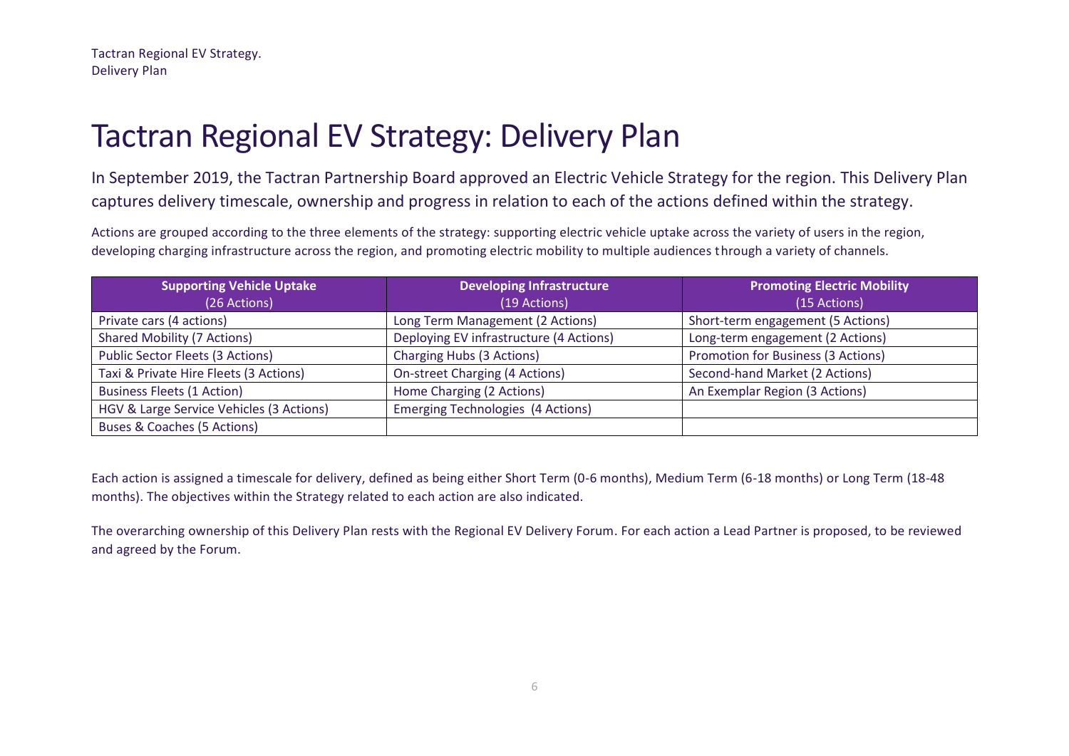# Tactran Regional EV Strategy: Delivery Plan

In September 2019, the Tactran Partnership Board approved an Electric Vehicle Strategy for the region. This Delivery Plan captures delivery timescale, ownership and progress in relation to each of the actions defined within the strategy.

Actions are grouped according to the three elements of the strategy: supporting electric vehicle uptake across the variety of users in the region, developing charging infrastructure across the region, and promoting electric mobility to multiple audiences through a variety of channels.

| **Supporting Vehicle Uptake** (26 Actions) | **Developing Infrastructure** (19 Actions) | **Promoting Electric Mobility** (15 Actions) |
|---|---|---|
| Private cars (4 actions) | Long Term Management (2 Actions) | Short-term engagement (5 Actions) |
| Shared Mobility (7 Actions) | Deploying EV infrastructure (4 Actions) | Long-term engagement (2 Actions) |
| Public Sector Fleets (3 Actions) | Charging Hubs (3 Actions) | Promotion for Business (3 Actions) |
| Taxi & Private Hire Fleets (3 Actions) | On-street Charging (4 Actions) | Second-hand Market (2 Actions) |
| Business Fleets (1 Action) | Home Charging (2 Actions) | An Exemplar Region (3 Actions) |
| HGV & Large Service Vehicles (3 Actions) | Emerging Technologies (4 Actions) | |
| Buses & Coaches (5 Actions) | | |

Each action is assigned a timescale for delivery, defined as being either Short Term (0-6 months), Medium Term (6-18 months) or Long Term (18-48 months). The objectives within the Strategy related to each action are also indicated.

The overarching ownership of this Delivery Plan rests with the Regional EV Delivery Forum. For each action a Lead Partner is proposed, to be reviewed and agreed by the Forum.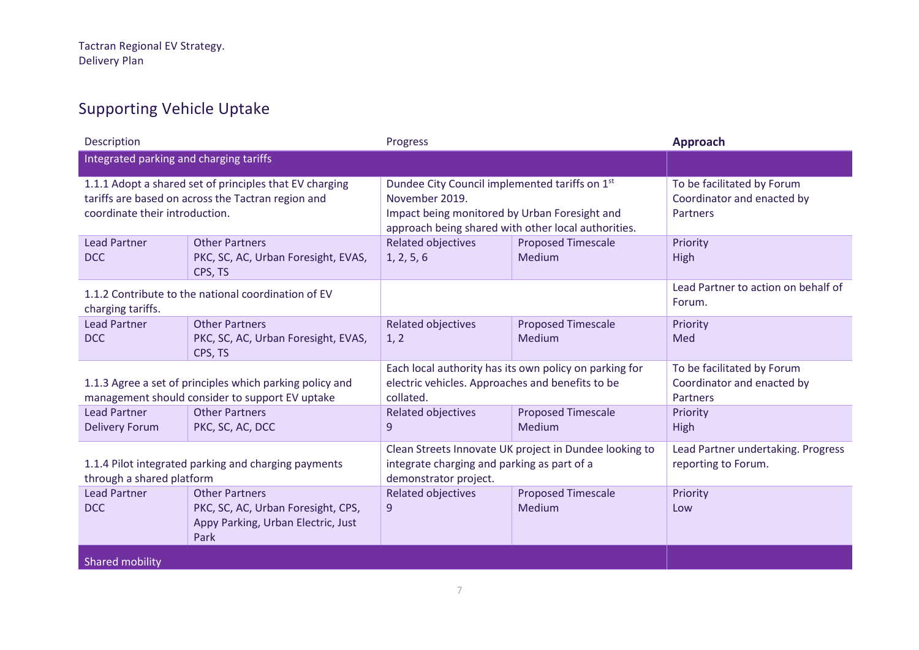## Supporting Vehicle Uptake

| Description | | Progress | | **Approach** |
|---|---|---|---|---|
| Integrated parking and charging tariffs | | | | |
| 1.1.1 Adopt a shared set of principles that EV charging tariffs are based on across the Tactran region and coordinate their introduction. | | Dundee City Council implemented tariffs on 1st November 2019. Impact being monitored by Urban Foresight and approach being shared with other local authorities. | | To be facilitated by Forum Coordinator and enacted by Partners |
| Lead Partner DCC | Other Partners PKC, SC, AC, Urban Foresight, EVAS, CPS, TS | Related objectives 1, 2, 5, 6 | Proposed Timescale Medium | Priority High |
| 1.1.2 Contribute to the national coordination of EV charging tariffs. | | | | Lead Partner to action on behalf of Forum. |
| Lead Partner DCC | Other Partners PKC, SC, AC, Urban Foresight, EVAS, CPS, TS | Related objectives 1, 2 | Proposed Timescale Medium | Priority Med |
| 1.1.3 Agree a set of principles which parking policy and management should consider to support EV uptake | | Each local authority has its own policy on parking for electric vehicles. Approaches and benefits to be collated. | | To be facilitated by Forum Coordinator and enacted by Partners |
| Lead Partner Delivery Forum | Other Partners PKC, SC, AC, DCC | Related objectives 9 | Proposed Timescale Medium | Priority High |
| 1.1.4 Pilot integrated parking and charging payments through a shared platform | | Clean Streets Innovate UK project in Dundee looking to integrate charging and parking as part of a demonstrator project. | | Lead Partner undertaking. Progress reporting to Forum. |
| Lead Partner DCC | Other Partners PKC, SC, AC, Urban Foresight, CPS, Appy Parking, Urban Electric, Just Park | Related objectives 9 | Proposed Timescale Medium | Priority Low |
| Shared mobility | | | | |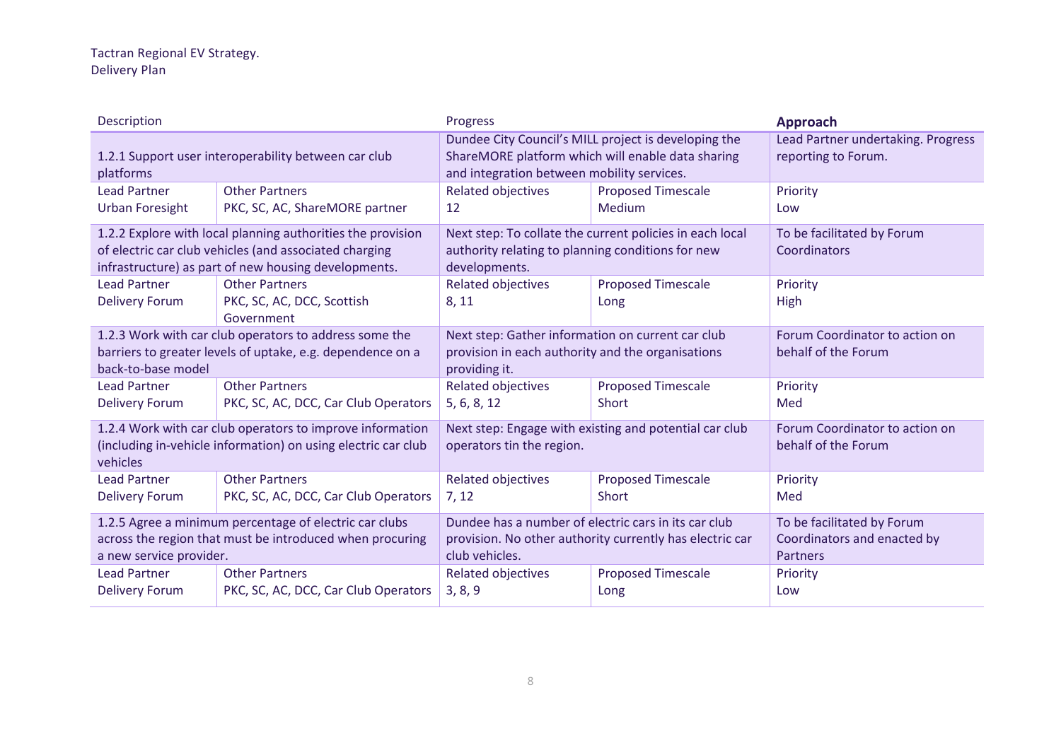Tactran Regional EV Strategy.
Delivery Plan

| Description | | Progress | | **Approach** |
|---|---|---|---|---|
| 1.2.1 Support user interoperability between car club platforms | | Dundee City Council's MILL project is developing the ShareMORE platform which will enable data sharing and integration between mobility services. | | Lead Partner undertaking. Progress reporting to Forum. |
| Lead Partner<br>Urban Foresight | Other Partners<br>PKC, SC, AC, ShareMORE partner | Related objectives<br>12 | Proposed Timescale<br>Medium | Priority<br>Low |
| 1.2.2 Explore with local planning authorities the provision of electric car club vehicles (and associated charging infrastructure) as part of new housing developments. | | Next step: To collate the current policies in each local authority relating to planning conditions for new developments. | | To be facilitated by Forum Coordinators |
| Lead Partner<br>Delivery Forum | Other Partners<br>PKC, SC, AC, DCC, Scottish Government | Related objectives<br>8, 11 | Proposed Timescale<br>Long | Priority<br>High |
| 1.2.3 Work with car club operators to address some the barriers to greater levels of uptake, e.g. dependence on a back-to-base model | | Next step: Gather information on current car club provision in each authority and the organisations providing it. | | Forum Coordinator to action on behalf of the Forum |
| Lead Partner<br>Delivery Forum | Other Partners<br>PKC, SC, AC, DCC, Car Club Operators | Related objectives<br>5, 6, 8, 12 | Proposed Timescale<br>Short | Priority<br>Med |
| 1.2.4 Work with car club operators to improve information (including in-vehicle information) on using electric car club vehicles | | Next step: Engage with existing and potential car club operators tin the region. | | Forum Coordinator to action on behalf of the Forum |
| Lead Partner<br>Delivery Forum | Other Partners<br>PKC, SC, AC, DCC, Car Club Operators | Related objectives<br>7, 12 | Proposed Timescale<br>Short | Priority<br>Med |
| 1.2.5 Agree a minimum percentage of electric car clubs across the region that must be introduced when procuring a new service provider. | | Dundee has a number of electric cars in its car club provision. No other authority currently has electric car club vehicles. | | To be facilitated by Forum Coordinators and enacted by Partners |
| Lead Partner<br>Delivery Forum | Other Partners<br>PKC, SC, AC, DCC, Car Club Operators | Related objectives<br>3, 8, 9 | Proposed Timescale<br>Long | Priority<br>Low |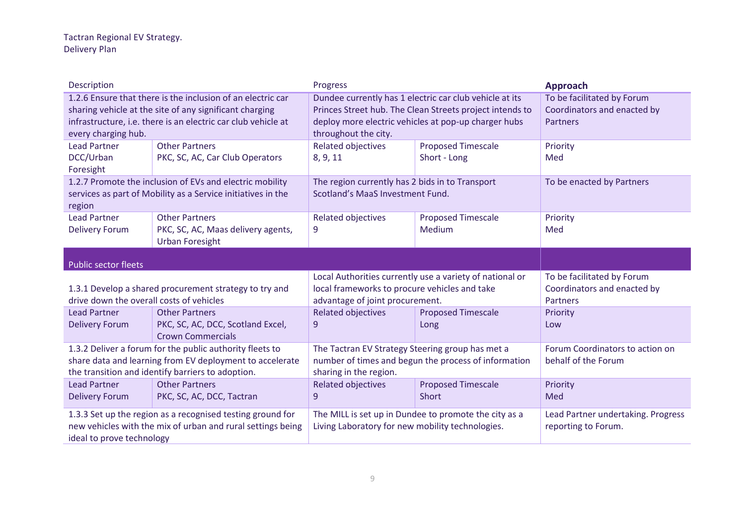Tactran Regional EV Strategy.
Delivery Plan

| Description | | Progress | | **Approach** |
|---|---|---|---|---|
| 1.2.6 Ensure that there is the inclusion of an electric car sharing vehicle at the site of any significant charging infrastructure, i.e. there is an electric car club vehicle at every charging hub. | | Dundee currently has 1 electric car club vehicle at its Princes Street hub. The Clean Streets project intends to deploy more electric vehicles at pop-up charger hubs throughout the city. | | To be facilitated by Forum Coordinators and enacted by Partners |
| Lead Partner<br>DCC/Urban Foresight | Other Partners<br>PKC, SC, AC, Car Club Operators | Related objectives<br>8, 9, 11 | Proposed Timescale<br>Short - Long | Priority<br>Med |
| 1.2.7 Promote the inclusion of EVs and electric mobility services as part of Mobility as a Service initiatives in the region | | The region currently has 2 bids in to Transport Scotland's MaaS Investment Fund. | | To be enacted by Partners |
| Lead Partner<br>Delivery Forum | Other Partners<br>PKC, SC, AC, Maas delivery agents, Urban Foresight | Related objectives<br>9 | Proposed Timescale<br>Medium | Priority<br>Med |
| **Public sector fleets** | | | | |
| 1.3.1 Develop a shared procurement strategy to try and drive down the overall costs of vehicles | | Local Authorities currently use a variety of national or local frameworks to procure vehicles and take advantage of joint procurement. | | To be facilitated by Forum Coordinators and enacted by Partners |
| Lead Partner<br>Delivery Forum | Other Partners<br>PKC, SC, AC, DCC, Scotland Excel, Crown Commercials | Related objectives<br>9 | Proposed Timescale<br>Long | Priority<br>Low |
| 1.3.2 Deliver a forum for the public authority fleets to share data and learning from EV deployment to accelerate the transition and identify barriers to adoption. | | The Tactran EV Strategy Steering group has met a number of times and begun the process of information sharing in the region. | | Forum Coordinators to action on behalf of the Forum |
| Lead Partner<br>Delivery Forum | Other Partners<br>PKC, SC, AC, DCC, Tactran | Related objectives<br>9 | Proposed Timescale<br>Short | Priority<br>Med |
| 1.3.3 Set up the region as a recognised testing ground for new vehicles with the mix of urban and rural settings being ideal to prove technology | | The MILL is set up in Dundee to promote the city as a Living Laboratory for new mobility technologies. | | Lead Partner undertaking. Progress reporting to Forum. |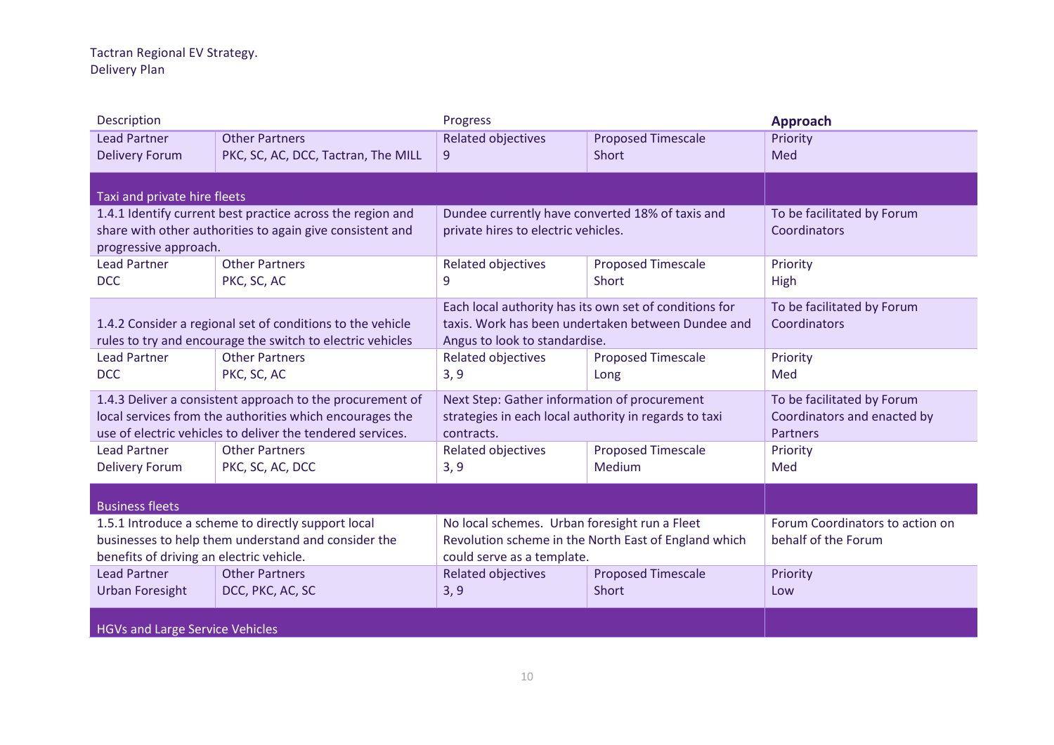Tactran Regional EV Strategy.
Delivery Plan

| Description | | Progress | | Approach |
|---|---|---|---|---|
| Lead Partner<br>Delivery Forum | Other Partners<br>PKC, SC, AC, DCC, Tactran, The MILL | Related objectives<br>9 | Proposed Timescale<br>Short | Priority<br>Med |
| **Taxi and private hire fleets** | | | | |
| 1.4.1 Identify current best practice across the region and share with other authorities to again give consistent and progressive approach. | | Dundee currently have converted 18% of taxis and private hires to electric vehicles. | | To be facilitated by Forum Coordinators |
| Lead Partner<br>DCC | Other Partners<br>PKC, SC, AC | Related objectives<br>9 | Proposed Timescale<br>Short | Priority<br>High |
| 1.4.2 Consider a regional set of conditions to the vehicle rules to try and encourage the switch to electric vehicles | | Each local authority has its own set of conditions for taxis. Work has been undertaken between Dundee and Angus to look to standardise. | | To be facilitated by Forum Coordinators |
| Lead Partner<br>DCC | Other Partners<br>PKC, SC, AC | Related objectives<br>3, 9 | Proposed Timescale<br>Long | Priority<br>Med |
| 1.4.3 Deliver a consistent approach to the procurement of local services from the authorities which encourages the use of electric vehicles to deliver the tendered services. | | Next Step: Gather information of procurement strategies in each local authority in regards to taxi contracts. | | To be facilitated by Forum Coordinators and enacted by Partners |
| Lead Partner<br>Delivery Forum | Other Partners<br>PKC, SC, AC, DCC | Related objectives<br>3, 9 | Proposed Timescale<br>Medium | Priority<br>Med |
| **Business fleets** | | | | |
| 1.5.1 Introduce a scheme to directly support local businesses to help them understand and consider the benefits of driving an electric vehicle. | | No local schemes. Urban foresight run a Fleet Revolution scheme in the North East of England which could serve as a template. | | Forum Coordinators to action on behalf of the Forum |
| Lead Partner<br>Urban Foresight | Other Partners<br>DCC, PKC, AC, SC | Related objectives<br>3, 9 | Proposed Timescale<br>Short | Priority<br>Low |
| **HGVs and Large Service Vehicles** | | | | |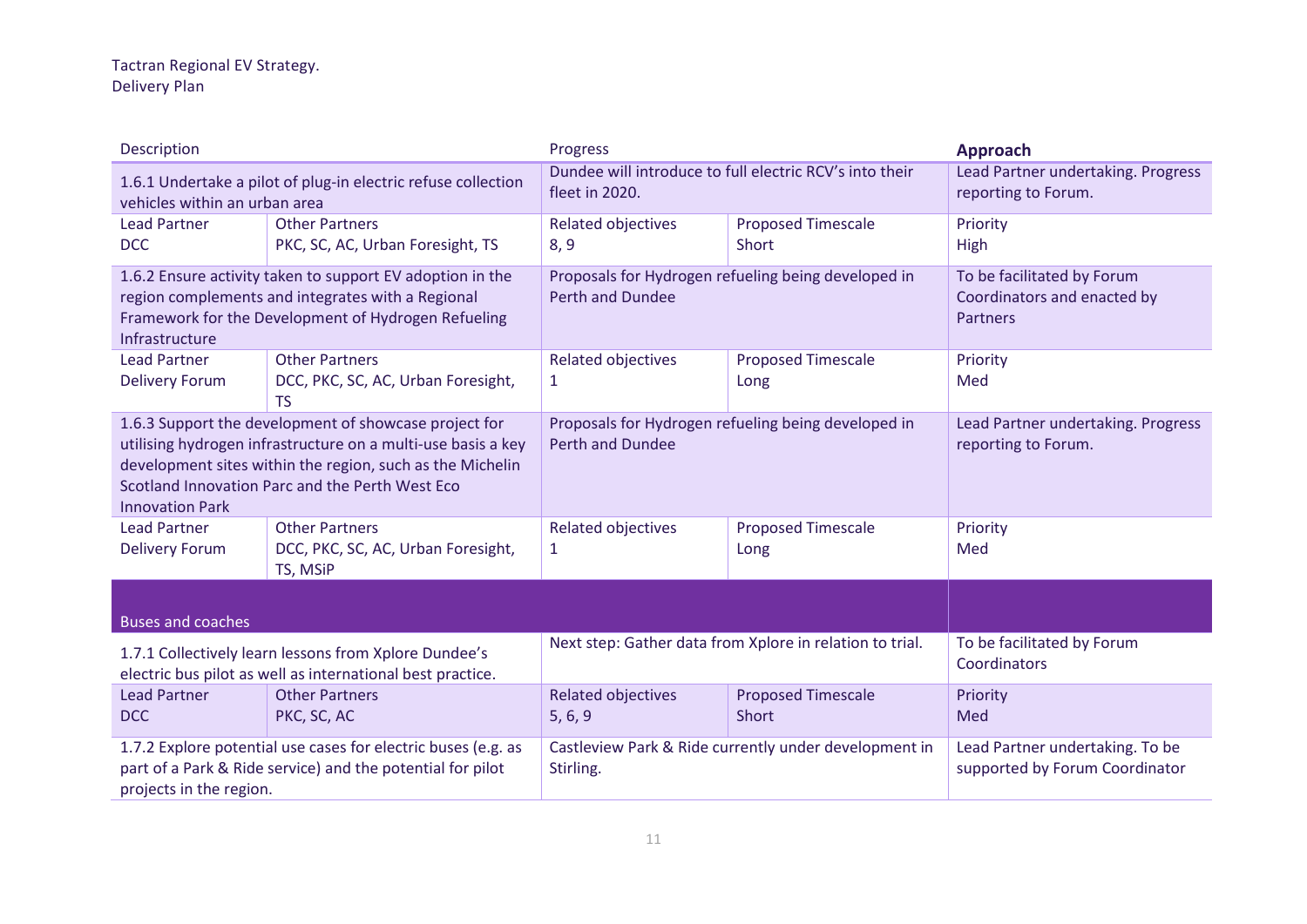Tactran Regional EV Strategy.
Delivery Plan

| Description | | Progress | | Approach |
|---|---|---|---|---|
| 1.6.1 Undertake a pilot of plug-in electric refuse collection vehicles within an urban area | | Dundee will introduce to full electric RCV's into their fleet in 2020. | | Lead Partner undertaking. Progress reporting to Forum. |
| Lead Partner<br>DCC | Other Partners<br>PKC, SC, AC, Urban Foresight, TS | Related objectives<br>8, 9 | Proposed Timescale<br>Short | Priority<br>High |
| 1.6.2 Ensure activity taken to support EV adoption in the region complements and integrates with a Regional Framework for the Development of Hydrogen Refueling Infrastructure | | Proposals for Hydrogen refueling being developed in Perth and Dundee | | To be facilitated by Forum Coordinators and enacted by Partners |
| Lead Partner<br>Delivery Forum | Other Partners<br>DCC, PKC, SC, AC, Urban Foresight, TS | Related objectives<br>1 | Proposed Timescale<br>Long | Priority<br>Med |
| 1.6.3 Support the development of showcase project for utilising hydrogen infrastructure on a multi-use basis a key development sites within the region, such as the Michelin Scotland Innovation Parc and the Perth West Eco Innovation Park | | Proposals for Hydrogen refueling being developed in Perth and Dundee | | Lead Partner undertaking. Progress reporting to Forum. |
| Lead Partner<br>Delivery Forum | Other Partners<br>DCC, PKC, SC, AC, Urban Foresight, TS, MSiP | Related objectives<br>1 | Proposed Timescale<br>Long | Priority<br>Med |
| **Buses and coaches** | | | | |
| 1.7.1 Collectively learn lessons from Xplore Dundee's electric bus pilot as well as international best practice. | | Next step: Gather data from Xplore in relation to trial. | | To be facilitated by Forum Coordinators |
| Lead Partner<br>DCC | Other Partners<br>PKC, SC, AC | Related objectives<br>5, 6, 9 | Proposed Timescale<br>Short | Priority<br>Med |
| 1.7.2 Explore potential use cases for electric buses (e.g. as part of a Park & Ride service) and the potential for pilot projects in the region. | | Castleview Park & Ride currently under development in Stirling. | | Lead Partner undertaking. To be supported by Forum Coordinator |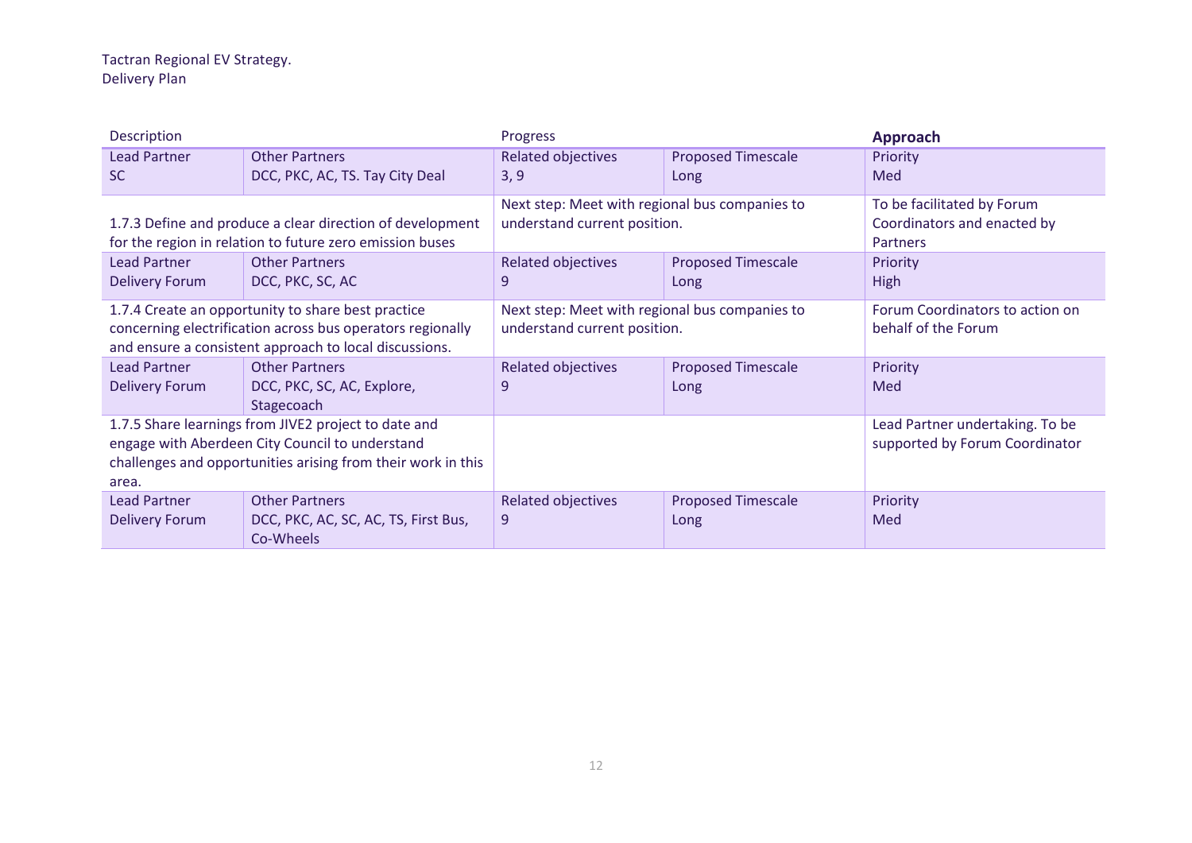Tactran Regional EV Strategy.
Delivery Plan

| Description | | Progress | | **Approach** |
|---|---|---|---|---|
| Lead Partner<br>SC | Other Partners<br>DCC, PKC, AC, TS. Tay City Deal | Related objectives<br>3, 9 | Proposed Timescale<br>Long | Priority<br>Med |
| 1.7.3 Define and produce a clear direction of development for the region in relation to future zero emission buses | | Next step: Meet with regional bus companies to understand current position. | | To be facilitated by Forum Coordinators and enacted by Partners |
| Lead Partner<br>Delivery Forum | Other Partners<br>DCC, PKC, SC, AC | Related objectives<br>9 | Proposed Timescale<br>Long | Priority<br>High |
| 1.7.4 Create an opportunity to share best practice concerning electrification across bus operators regionally and ensure a consistent approach to local discussions. | | Next step: Meet with regional bus companies to understand current position. | | Forum Coordinators to action on behalf of the Forum |
| Lead Partner<br>Delivery Forum | Other Partners<br>DCC, PKC, SC, AC, Explore, Stagecoach | Related objectives<br>9 | Proposed Timescale<br>Long | Priority<br>Med |
| 1.7.5 Share learnings from JIVE2 project to date and engage with Aberdeen City Council to understand challenges and opportunities arising from their work in this area. | | | | Lead Partner undertaking. To be supported by Forum Coordinator |
| Lead Partner<br>Delivery Forum | Other Partners<br>DCC, PKC, AC, SC, AC, TS, First Bus, Co-Wheels | Related objectives<br>9 | Proposed Timescale<br>Long | Priority<br>Med |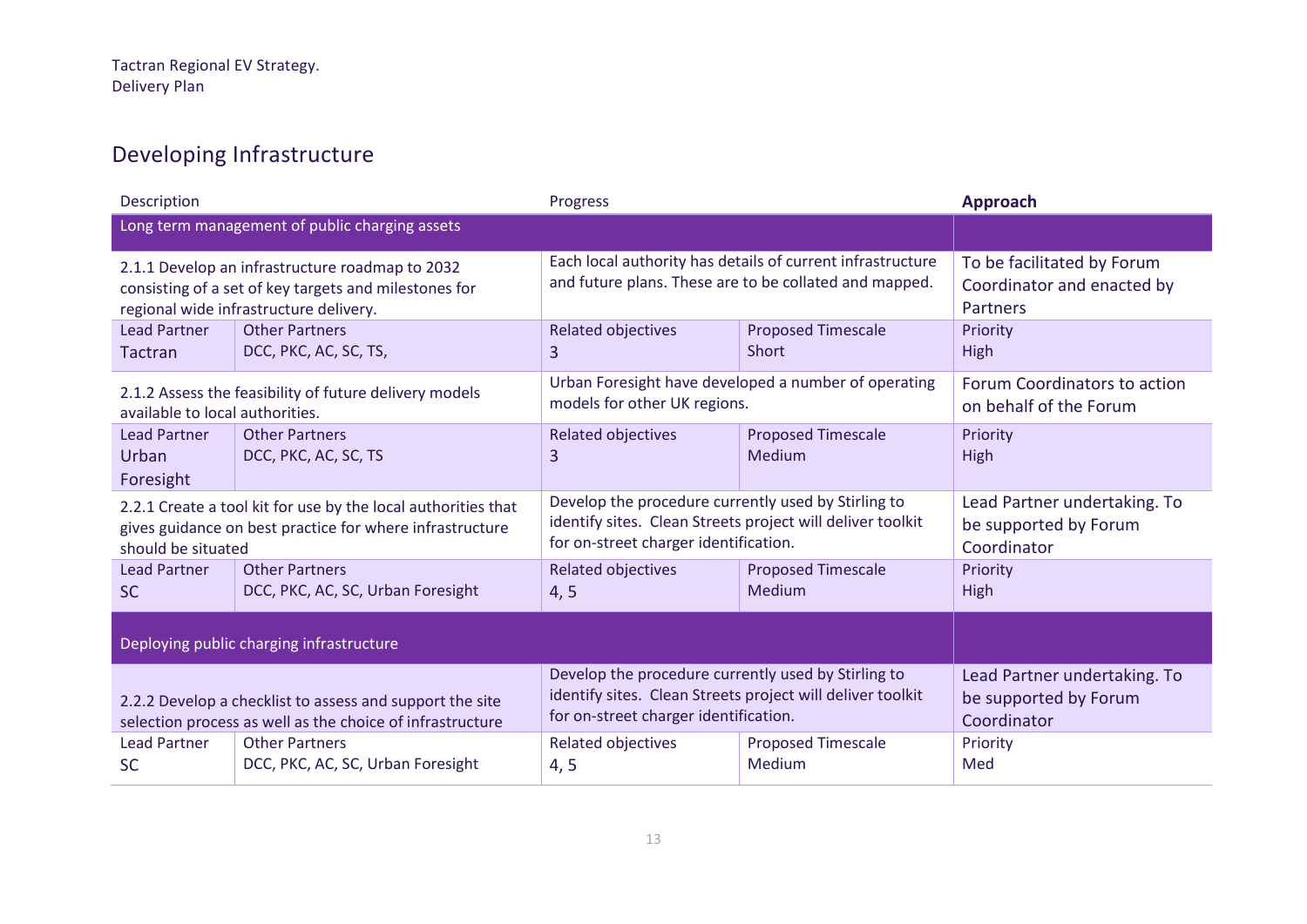## Developing Infrastructure

| Description | | Progress | | Approach |
|---|---|---|---|---|
| Long term management of public charging assets | | | | |
| 2.1.1 Develop an infrastructure roadmap to 2032 consisting of a set of key targets and milestones for regional wide infrastructure delivery. | | Each local authority has details of current infrastructure and future plans. These are to be collated and mapped. | | To be facilitated by Forum Coordinator and enacted by Partners |
| Lead Partner<br>Tactran | Other Partners<br>DCC, PKC, AC, SC, TS, | Related objectives<br>3 | Proposed Timescale<br>Short | Priority<br>High |
| 2.1.2 Assess the feasibility of future delivery models available to local authorities. | | Urban Foresight have developed a number of operating models for other UK regions. | | Forum Coordinators to action on behalf of the Forum |
| Lead Partner<br>Urban Foresight | Other Partners<br>DCC, PKC, AC, SC, TS | Related objectives<br>3 | Proposed Timescale<br>Medium | Priority<br>High |
| 2.2.1 Create a tool kit for use by the local authorities that gives guidance on best practice for where infrastructure should be situated | | Develop the procedure currently used by Stirling to identify sites. Clean Streets project will deliver toolkit for on-street charger identification. | | Lead Partner undertaking. To be supported by Forum Coordinator |
| Lead Partner<br>SC | Other Partners<br>DCC, PKC, AC, SC, Urban Foresight | Related objectives<br>4, 5 | Proposed Timescale<br>Medium | Priority<br>High |
| Deploying public charging infrastructure | | | | |
| 2.2.2 Develop a checklist to assess and support the site selection process as well as the choice of infrastructure | | Develop the procedure currently used by Stirling to identify sites. Clean Streets project will deliver toolkit for on-street charger identification. | | Lead Partner undertaking. To be supported by Forum Coordinator |
| Lead Partner<br>SC | Other Partners<br>DCC, PKC, AC, SC, Urban Foresight | Related objectives<br>4, 5 | Proposed Timescale<br>Medium | Priority<br>Med |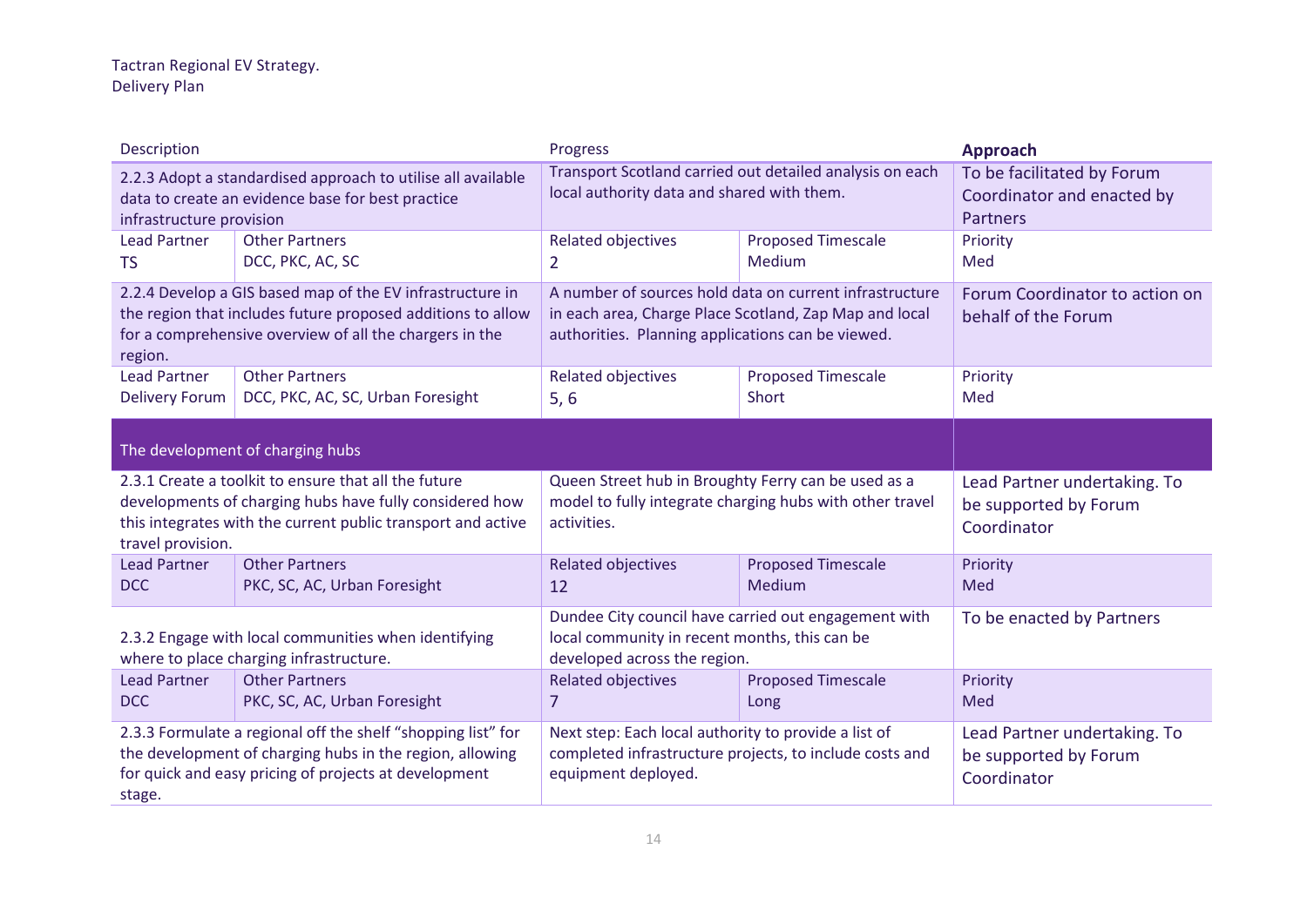| Description | | Progress | | **Approach** |
|---|---|---|---|---|
| 2.2.3 Adopt a standardised approach to utilise all available data to create an evidence base for best practice infrastructure provision | | Transport Scotland carried out detailed analysis on each local authority data and shared with them. | | To be facilitated by Forum Coordinator and enacted by Partners |
| Lead Partner<br>TS | Other Partners<br>DCC, PKC, AC, SC | Related objectives<br>2 | Proposed Timescale<br>Medium | Priority<br>Med |
| 2.2.4 Develop a GIS based map of the EV infrastructure in the region that includes future proposed additions to allow for a comprehensive overview of all the chargers in the region. | | A number of sources hold data on current infrastructure in each area, Charge Place Scotland, Zap Map and local authorities. Planning applications can be viewed. | | Forum Coordinator to action on behalf of the Forum |
| Lead Partner<br>Delivery Forum | Other Partners<br>DCC, PKC, AC, SC, Urban Foresight | Related objectives<br>5, 6 | Proposed Timescale<br>Short | Priority<br>Med |
| **The development of charging hubs** | | | | |
| 2.3.1 Create a toolkit to ensure that all the future developments of charging hubs have fully considered how this integrates with the current public transport and active travel provision. | | Queen Street hub in Broughty Ferry can be used as a model to fully integrate charging hubs with other travel activities. | | Lead Partner undertaking. To be supported by Forum Coordinator |
| Lead Partner<br>DCC | Other Partners<br>PKC, SC, AC, Urban Foresight | Related objectives<br>12 | Proposed Timescale<br>Medium | Priority<br>Med |
| 2.3.2 Engage with local communities when identifying where to place charging infrastructure. | | Dundee City council have carried out engagement with local community in recent months, this can be developed across the region. | | To be enacted by Partners |
| Lead Partner<br>DCC | Other Partners<br>PKC, SC, AC, Urban Foresight | Related objectives<br>7 | Proposed Timescale<br>Long | Priority<br>Med |
| 2.3.3 Formulate a regional off the shelf "shopping list" for the development of charging hubs in the region, allowing for quick and easy pricing of projects at development stage. | | Next step: Each local authority to provide a list of completed infrastructure projects, to include costs and equipment deployed. | | Lead Partner undertaking. To be supported by Forum Coordinator |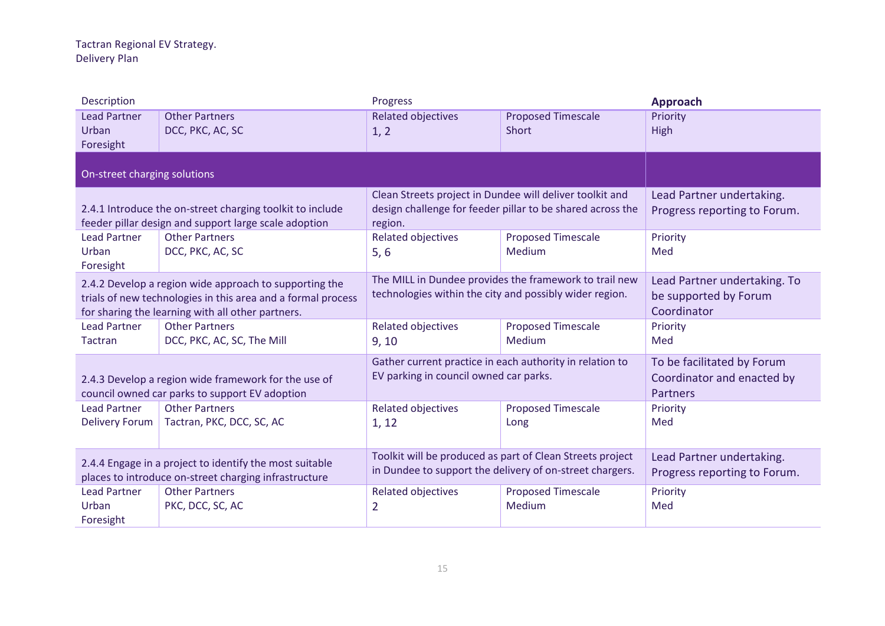| Description | | Progress | | Approach |
|---|---|---|---|---|
| Lead Partner<br>Urban Foresight | Other Partners<br>DCC, PKC, AC, SC | Related objectives<br>1, 2 | Proposed Timescale<br>Short | Priority<br>High |
| **On-street charging solutions** | | | | |
| 2.4.1 Introduce the on-street charging toolkit to include feeder pillar design and support large scale adoption | | Clean Streets project in Dundee will deliver toolkit and design challenge for feeder pillar to be shared across the region. | | Lead Partner undertaking. Progress reporting to Forum. |
| Lead Partner<br>Urban Foresight | Other Partners<br>DCC, PKC, AC, SC | Related objectives<br>5, 6 | Proposed Timescale<br>Medium | Priority<br>Med |
| 2.4.2 Develop a region wide approach to supporting the trials of new technologies in this area and a formal process for sharing the learning with all other partners. | | The MILL in Dundee provides the framework to trail new technologies within the city and possibly wider region. | | Lead Partner undertaking. To be supported by Forum Coordinator |
| Lead Partner<br>Tactran | Other Partners<br>DCC, PKC, AC, SC, The Mill | Related objectives<br>9, 10 | Proposed Timescale<br>Medium | Priority<br>Med |
| 2.4.3 Develop a region wide framework for the use of council owned car parks to support EV adoption | | Gather current practice in each authority in relation to EV parking in council owned car parks. | | To be facilitated by Forum Coordinator and enacted by Partners |
| Lead Partner<br>Delivery Forum | Other Partners<br>Tactran, PKC, DCC, SC, AC | Related objectives<br>1, 12 | Proposed Timescale<br>Long | Priority<br>Med |
| 2.4.4 Engage in a project to identify the most suitable places to introduce on-street charging infrastructure | | Toolkit will be produced as part of Clean Streets project in Dundee to support the delivery of on-street chargers. | | Lead Partner undertaking. Progress reporting to Forum. |
| Lead Partner<br>Urban Foresight | Other Partners<br>PKC, DCC, SC, AC | Related objectives<br>2 | Proposed Timescale<br>Medium | Priority<br>Med |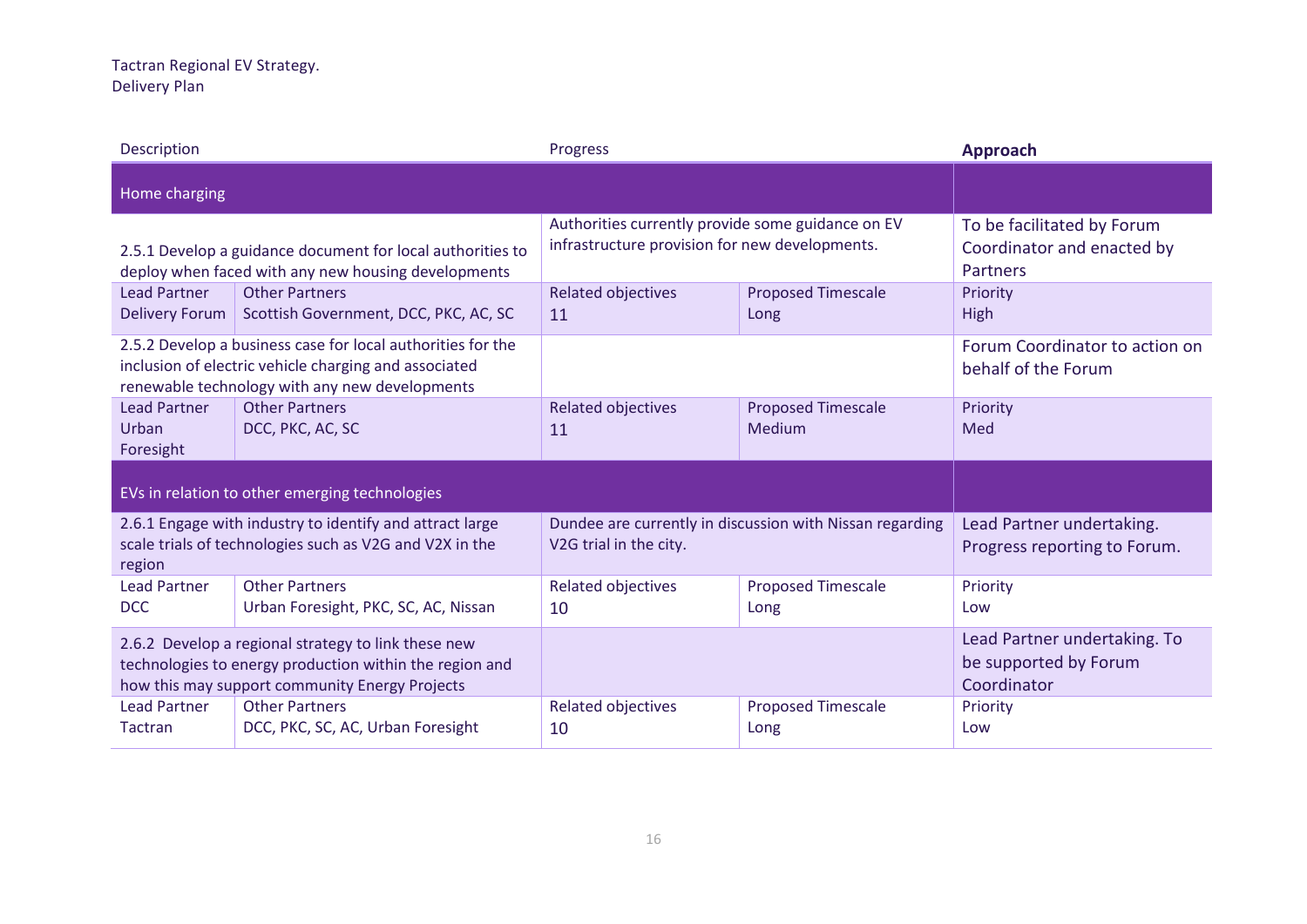Tactran Regional EV Strategy.
Delivery Plan

| Description | | Progress | | Approach |
|---|---|---|---|---|
| **Home charging** | | | | |
| 2.5.1 Develop a guidance document for local authorities to deploy when faced with any new housing developments | | Authorities currently provide some guidance on EV infrastructure provision for new developments. | | To be facilitated by Forum Coordinator and enacted by Partners |
| Lead Partner<br>Delivery Forum | Other Partners<br>Scottish Government, DCC, PKC, AC, SC | Related objectives<br>11 | Proposed Timescale<br>Long | Priority<br>High |
| 2.5.2 Develop a business case for local authorities for the inclusion of electric vehicle charging and associated renewable technology with any new developments | | | | Forum Coordinator to action on behalf of the Forum |
| Lead Partner<br>Urban Foresight | Other Partners<br>DCC, PKC, AC, SC | Related objectives<br>11 | Proposed Timescale<br>Medium | Priority<br>Med |
| **EVs in relation to other emerging technologies** | | | | |
| 2.6.1 Engage with industry to identify and attract large scale trials of technologies such as V2G and V2X in the region | | Dundee are currently in discussion with Nissan regarding V2G trial in the city. | | Lead Partner undertaking. Progress reporting to Forum. |
| Lead Partner<br>DCC | Other Partners<br>Urban Foresight, PKC, SC, AC, Nissan | Related objectives<br>10 | Proposed Timescale<br>Long | Priority<br>Low |
| 2.6.2 Develop a regional strategy to link these new technologies to energy production within the region and how this may support community Energy Projects | | | | Lead Partner undertaking. To be supported by Forum Coordinator |
| Lead Partner<br>Tactran | Other Partners<br>DCC, PKC, SC, AC, Urban Foresight | Related objectives<br>10 | Proposed Timescale<br>Long | Priority<br>Low |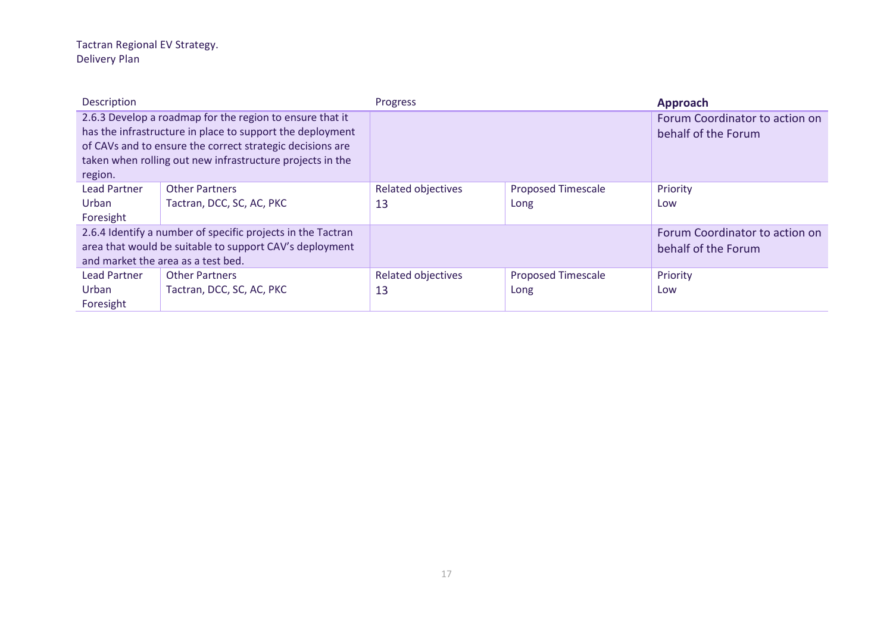| Description | | Progress | | Approach |
|---|---|---|---|---|
| 2.6.3 Develop a roadmap for the region to ensure that it has the infrastructure in place to support the deployment of CAVs and to ensure the correct strategic decisions are taken when rolling out new infrastructure projects in the region. | | | | Forum Coordinator to action on behalf of the Forum |
| Lead Partner<br>Urban Foresight | Other Partners<br>Tactran, DCC, SC, AC, PKC | Related objectives<br>13 | Proposed Timescale<br>Long | Priority<br>Low |
| 2.6.4 Identify a number of specific projects in the Tactran area that would be suitable to support CAV's deployment and market the area as a test bed. | | | | Forum Coordinator to action on behalf of the Forum |
| Lead Partner<br>Urban Foresight | Other Partners<br>Tactran, DCC, SC, AC, PKC | Related objectives<br>13 | Proposed Timescale<br>Long | Priority<br>Low |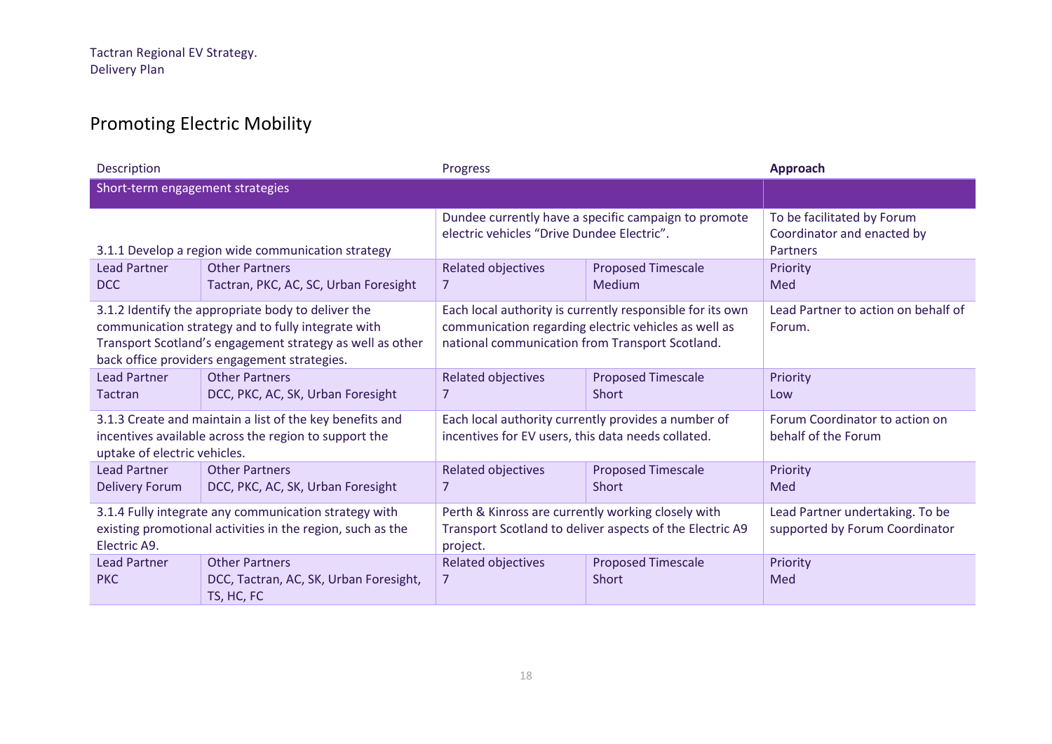Tactran Regional EV Strategy.
Delivery Plan

## Promoting Electric Mobility

| Description | | Progress | | **Approach** |
|---|---|---|---|---|
| Short-term engagement strategies | | | | |
| 3.1.1 Develop a region wide communication strategy | | Dundee currently have a specific campaign to promote electric vehicles "Drive Dundee Electric". | | To be facilitated by Forum Coordinator and enacted by Partners |
| Lead Partner<br>DCC | Other Partners<br>Tactran, PKC, AC, SC, Urban Foresight | Related objectives<br>7 | Proposed Timescale<br>Medium | Priority<br>Med |
| 3.1.2 Identify the appropriate body to deliver the communication strategy and to fully integrate with Transport Scotland's engagement strategy as well as other back office providers engagement strategies. | | Each local authority is currently responsible for its own communication regarding electric vehicles as well as national communication from Transport Scotland. | | Lead Partner to action on behalf of Forum. |
| Lead Partner<br>Tactran | Other Partners<br>DCC, PKC, AC, SK, Urban Foresight | Related objectives<br>7 | Proposed Timescale<br>Short | Priority<br>Low |
| 3.1.3 Create and maintain a list of the key benefits and incentives available across the region to support the uptake of electric vehicles. | | Each local authority currently provides a number of incentives for EV users, this data needs collated. | | Forum Coordinator to action on behalf of the Forum |
| Lead Partner<br>Delivery Forum | Other Partners<br>DCC, PKC, AC, SK, Urban Foresight | Related objectives<br>7 | Proposed Timescale<br>Short | Priority<br>Med |
| 3.1.4 Fully integrate any communication strategy with existing promotional activities in the region, such as the Electric A9. | | Perth & Kinross are currently working closely with Transport Scotland to deliver aspects of the Electric A9 project. | | Lead Partner undertaking. To be supported by Forum Coordinator |
| Lead Partner<br>PKC | Other Partners<br>DCC, Tactran, AC, SK, Urban Foresight, TS, HC, FC | Related objectives<br>7 | Proposed Timescale<br>Short | Priority<br>Med |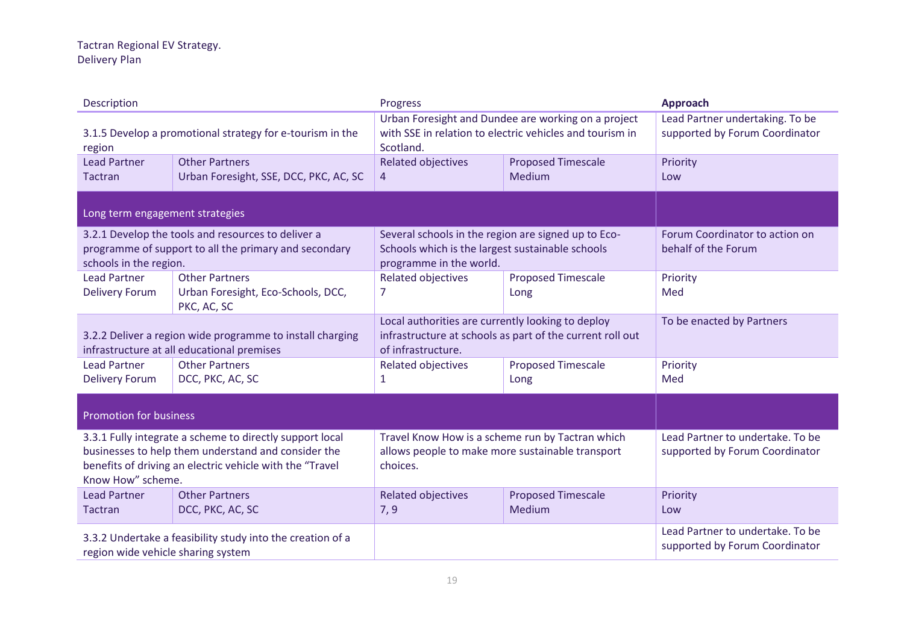Tactran Regional EV Strategy.
Delivery Plan

| Description | | Progress | | **Approach** |
|---|---|---|---|---|
| 3.1.5 Develop a promotional strategy for e-tourism in the region | | Urban Foresight and Dundee are working on a project with SSE in relation to electric vehicles and tourism in Scotland. | | Lead Partner undertaking. To be supported by Forum Coordinator |
| Lead Partner<br>Tactran | Other Partners<br>Urban Foresight, SSE, DCC, PKC, AC, SC | Related objectives<br>4 | Proposed Timescale<br>Medium | Priority<br>Low |
| Long term engagement strategies | | | | |
| 3.2.1 Develop the tools and resources to deliver a programme of support to all the primary and secondary schools in the region. | | Several schools in the region are signed up to Eco-Schools which is the largest sustainable schools programme in the world. | | Forum Coordinator to action on behalf of the Forum |
| Lead Partner<br>Delivery Forum | Other Partners<br>Urban Foresight, Eco-Schools, DCC, PKC, AC, SC | Related objectives<br>7 | Proposed Timescale<br>Long | Priority<br>Med |
| 3.2.2 Deliver a region wide programme to install charging infrastructure at all educational premises | | Local authorities are currently looking to deploy infrastructure at schools as part of the current roll out of infrastructure. | | To be enacted by Partners |
| Lead Partner<br>Delivery Forum | Other Partners<br>DCC, PKC, AC, SC | Related objectives<br>1 | Proposed Timescale<br>Long | Priority<br>Med |
| Promotion for business | | | | |
| 3.3.1 Fully integrate a scheme to directly support local businesses to help them understand and consider the benefits of driving an electric vehicle with the "Travel Know How" scheme. | | Travel Know How is a scheme run by Tactran which allows people to make more sustainable transport choices. | | Lead Partner to undertake. To be supported by Forum Coordinator |
| Lead Partner<br>Tactran | Other Partners<br>DCC, PKC, AC, SC | Related objectives<br>7, 9 | Proposed Timescale<br>Medium | Priority<br>Low |
| 3.3.2 Undertake a feasibility study into the creation of a region wide vehicle sharing system | | | | Lead Partner to undertake. To be supported by Forum Coordinator |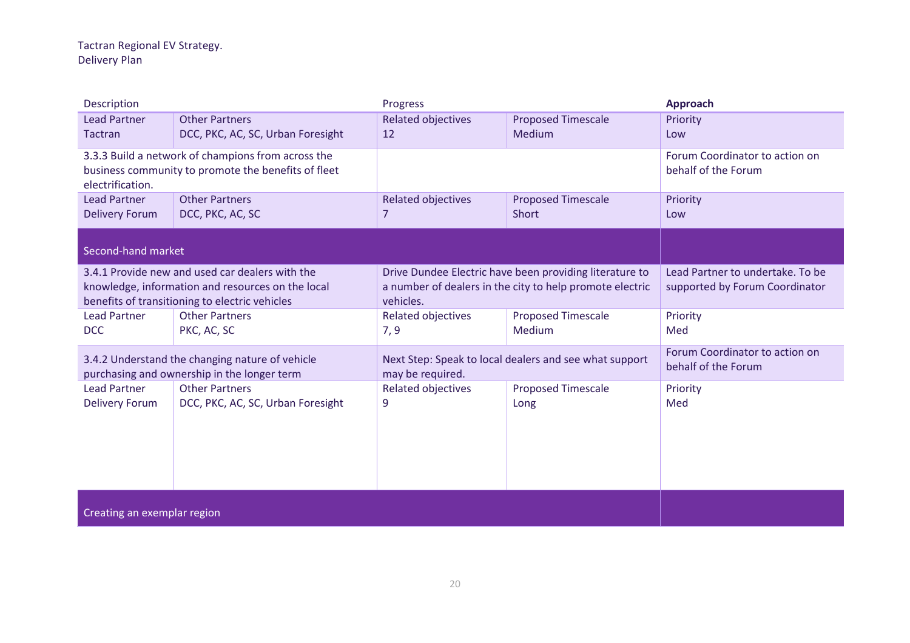Tactran Regional EV Strategy.
Delivery Plan

| Description | | Progress | | Approach |
|---|---|---|---|---|
| Lead Partner<br>Tactran | Other Partners<br>DCC, PKC, AC, SC, Urban Foresight | Related objectives<br>12 | Proposed Timescale<br>Medium | Priority<br>Low |
| 3.3.3 Build a network of champions from across the business community to promote the benefits of fleet electrification. | | | | Forum Coordinator to action on behalf of the Forum |
| Lead Partner<br>Delivery Forum | Other Partners<br>DCC, PKC, AC, SC | Related objectives<br>7 | Proposed Timescale<br>Short | Priority<br>Low |
| **Second-hand market** | | | | |
| 3.4.1 Provide new and used car dealers with the knowledge, information and resources on the local benefits of transitioning to electric vehicles | | Drive Dundee Electric have been providing literature to a number of dealers in the city to help promote electric vehicles. | | Lead Partner to undertake. To be supported by Forum Coordinator |
| Lead Partner<br>DCC | Other Partners<br>PKC, AC, SC | Related objectives<br>7, 9 | Proposed Timescale<br>Medium | Priority<br>Med |
| 3.4.2 Understand the changing nature of vehicle purchasing and ownership in the longer term | | Next Step: Speak to local dealers and see what support may be required. | | Forum Coordinator to action on behalf of the Forum |
| Lead Partner<br>Delivery Forum | Other Partners<br>DCC, PKC, AC, SC, Urban Foresight | Related objectives<br>9 | Proposed Timescale<br>Long | Priority<br>Med |
| **Creating an exemplar region** | | | | |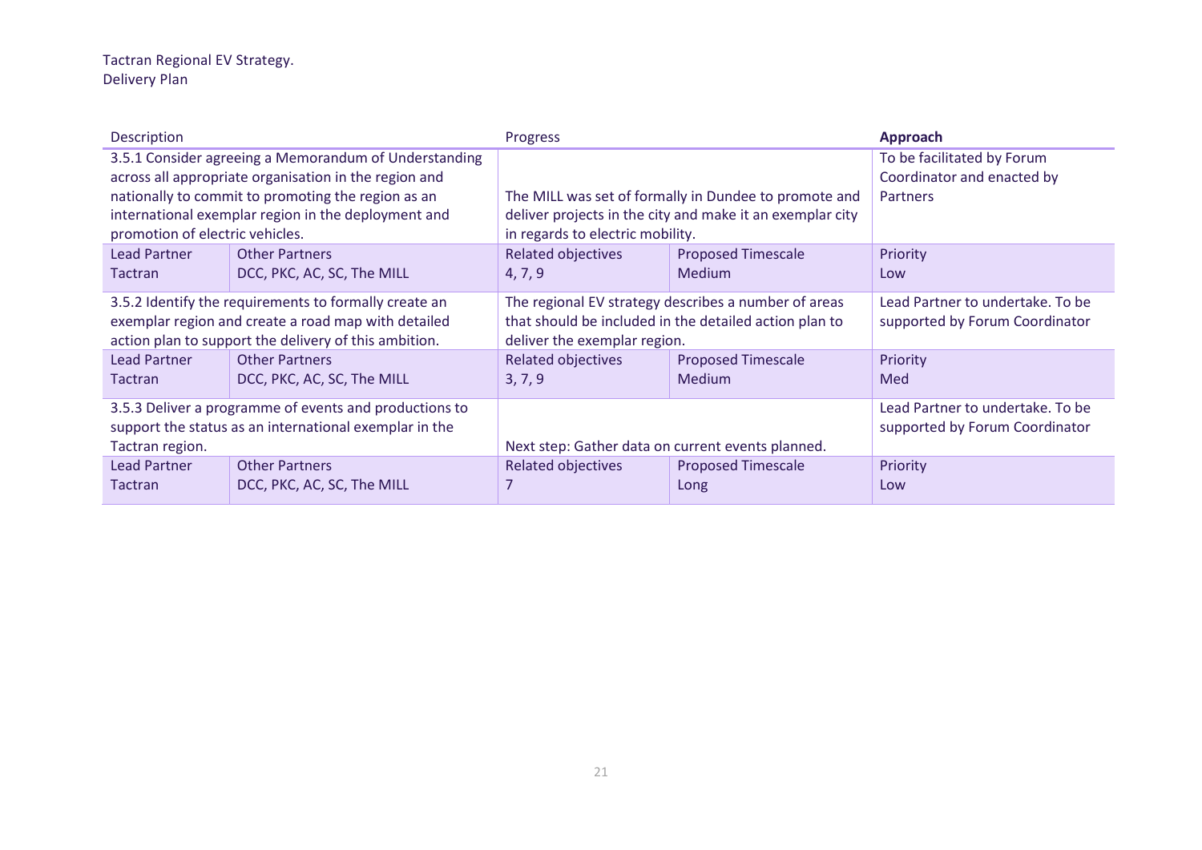Tactran Regional EV Strategy.
Delivery Plan

| Description | | Progress | | **Approach** |
|---|---|---|---|---|
| 3.5.1 Consider agreeing a Memorandum of Understanding across all appropriate organisation in the region and nationally to commit to promoting the region as an international exemplar region in the deployment and promotion of electric vehicles. | | The MILL was set of formally in Dundee to promote and deliver projects in the city and make it an exemplar city in regards to electric mobility. | | To be facilitated by Forum Coordinator and enacted by Partners |
| Lead Partner<br>Tactran | Other Partners<br>DCC, PKC, AC, SC, The MILL | Related objectives<br>4, 7, 9 | Proposed Timescale<br>Medium | Priority<br>Low |
| 3.5.2 Identify the requirements to formally create an exemplar region and create a road map with detailed action plan to support the delivery of this ambition. | | The regional EV strategy describes a number of areas that should be included in the detailed action plan to deliver the exemplar region. | | Lead Partner to undertake. To be supported by Forum Coordinator |
| Lead Partner<br>Tactran | Other Partners<br>DCC, PKC, AC, SC, The MILL | Related objectives<br>3, 7, 9 | Proposed Timescale<br>Medium | Priority<br>Med |
| 3.5.3 Deliver a programme of events and productions to support the status as an international exemplar in the Tactran region. | | Next step: Gather data on current events planned. | | Lead Partner to undertake. To be supported by Forum Coordinator |
| Lead Partner<br>Tactran | Other Partners<br>DCC, PKC, AC, SC, The MILL | Related objectives<br>7 | Proposed Timescale<br>Long | Priority<br>Low |